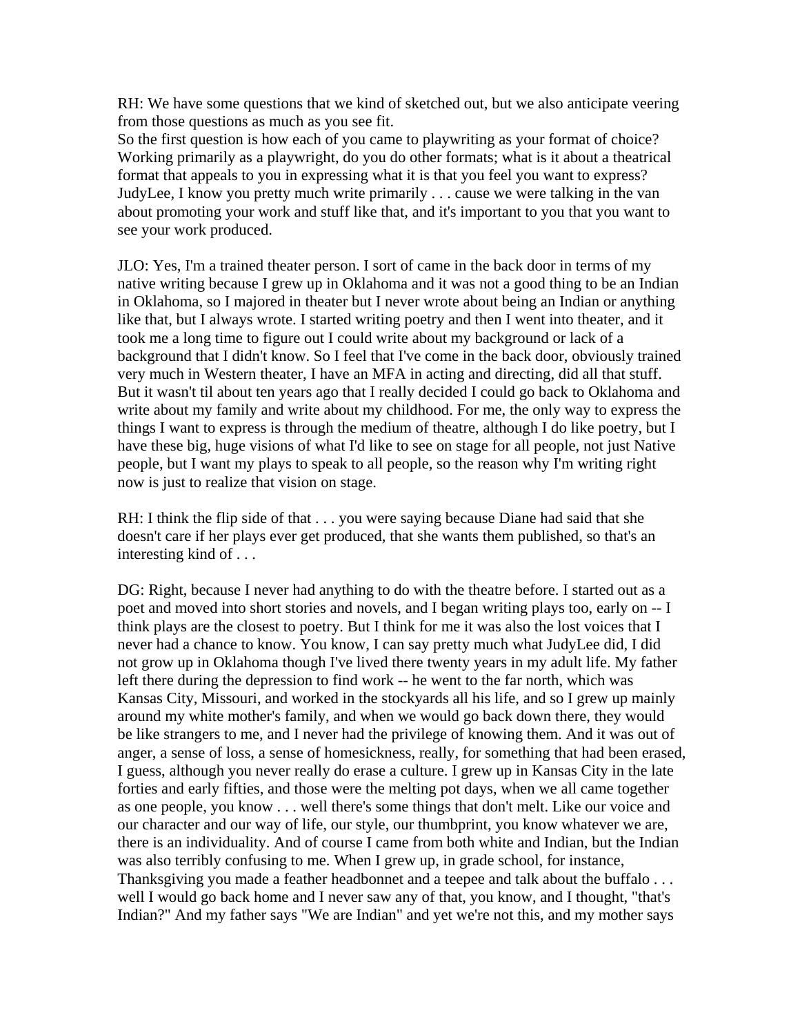RH: We have some questions that we kind of sketched out, but we also anticipate veering from those questions as much as you see fit.
So the first question is how each of you came to playwriting as your format of choice? Working primarily as a playwright, do you do other formats; what is it about a theatrical format that appeals to you in expressing what it is that you feel you want to express? JudyLee, I know you pretty much write primarily . . . cause we were talking in the van about promoting your work and stuff like that, and it's important to you that you want to see your work produced.

JLO: Yes, I'm a trained theater person. I sort of came in the back door in terms of my native writing because I grew up in Oklahoma and it was not a good thing to be an Indian in Oklahoma, so I majored in theater but I never wrote about being an Indian or anything like that, but I always wrote. I started writing poetry and then I went into theater, and it took me a long time to figure out I could write about my background or lack of a background that I didn't know. So I feel that I've come in the back door, obviously trained very much in Western theater, I have an MFA in acting and directing, did all that stuff. But it wasn't til about ten years ago that I really decided I could go back to Oklahoma and write about my family and write about my childhood. For me, the only way to express the things I want to express is through the medium of theatre, although I do like poetry, but I have these big, huge visions of what I'd like to see on stage for all people, not just Native people, but I want my plays to speak to all people, so the reason why I'm writing right now is just to realize that vision on stage.

RH: I think the flip side of that . . . you were saying because Diane had said that she doesn't care if her plays ever get produced, that she wants them published, so that's an interesting kind of . . .

DG: Right, because I never had anything to do with the theatre before. I started out as a poet and moved into short stories and novels, and I began writing plays too, early on -- I think plays are the closest to poetry. But I think for me it was also the lost voices that I never had a chance to know. You know, I can say pretty much what JudyLee did, I did not grow up in Oklahoma though I've lived there twenty years in my adult life. My father left there during the depression to find work -- he went to the far north, which was Kansas City, Missouri, and worked in the stockyards all his life, and so I grew up mainly around my white mother's family, and when we would go back down there, they would be like strangers to me, and I never had the privilege of knowing them. And it was out of anger, a sense of loss, a sense of homesickness, really, for something that had been erased, I guess, although you never really do erase a culture. I grew up in Kansas City in the late forties and early fifties, and those were the melting pot days, when we all came together as one people, you know . . . well there's some things that don't melt. Like our voice and our character and our way of life, our style, our thumbprint, you know whatever we are, there is an individuality. And of course I came from both white and Indian, but the Indian was also terribly confusing to me. When I grew up, in grade school, for instance, Thanksgiving you made a feather headbonnet and a teepee and talk about the buffalo . . . well I would go back home and I never saw any of that, you know, and I thought, "that's Indian?" And my father says "We are Indian" and yet we're not this, and my mother says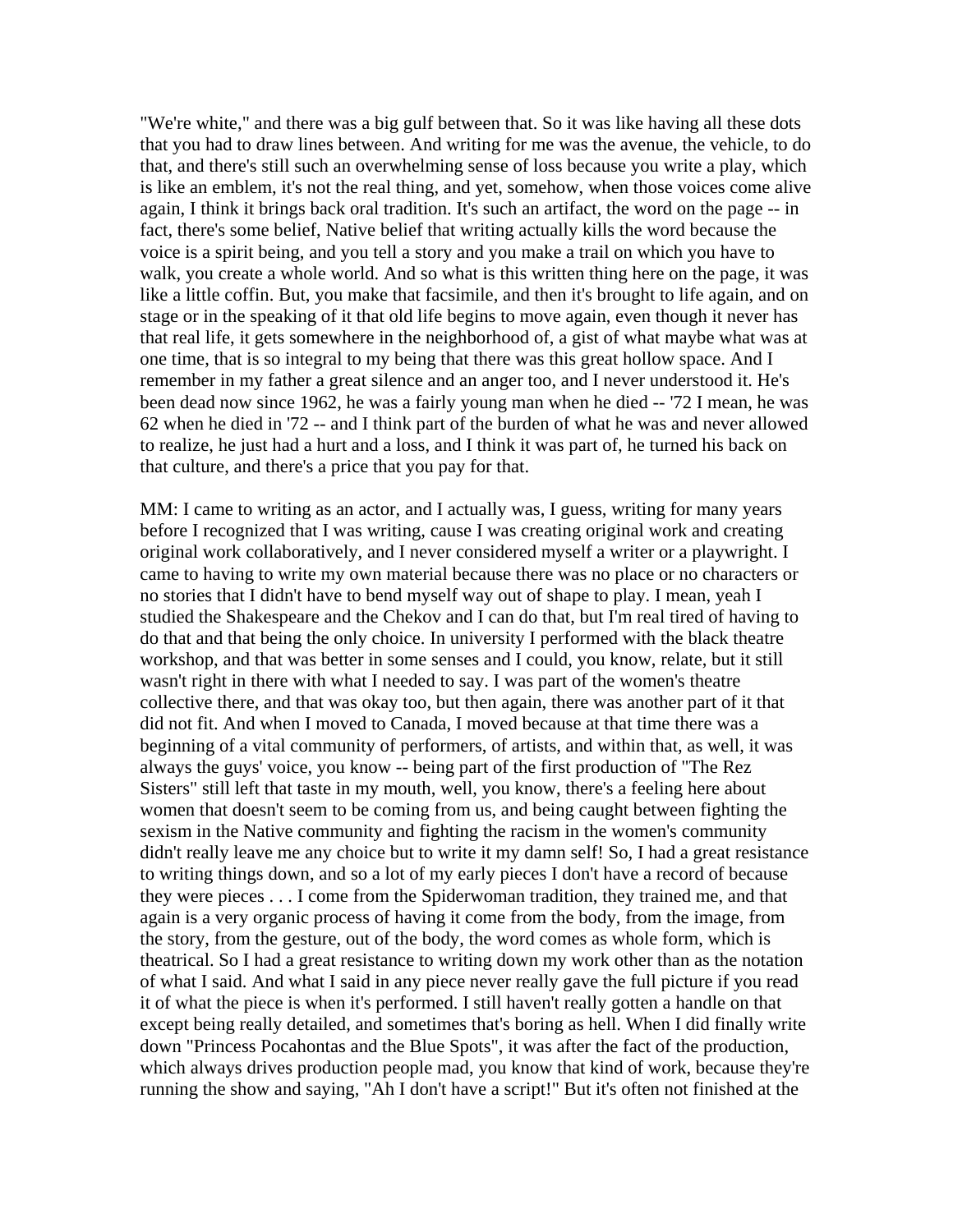"We're white," and there was a big gulf between that. So it was like having all these dots that you had to draw lines between. And writing for me was the avenue, the vehicle, to do that, and there's still such an overwhelming sense of loss because you write a play, which is like an emblem, it's not the real thing, and yet, somehow, when those voices come alive again, I think it brings back oral tradition. It's such an artifact, the word on the page -- in fact, there's some belief, Native belief that writing actually kills the word because the voice is a spirit being, and you tell a story and you make a trail on which you have to walk, you create a whole world. And so what is this written thing here on the page, it was like a little coffin. But, you make that facsimile, and then it's brought to life again, and on stage or in the speaking of it that old life begins to move again, even though it never has that real life, it gets somewhere in the neighborhood of, a gist of what maybe what was at one time, that is so integral to my being that there was this great hollow space. And I remember in my father a great silence and an anger too, and I never understood it. He's been dead now since 1962, he was a fairly young man when he died -- '72 I mean, he was 62 when he died in '72 -- and I think part of the burden of what he was and never allowed to realize, he just had a hurt and a loss, and I think it was part of, he turned his back on that culture, and there's a price that you pay for that.

MM: I came to writing as an actor, and I actually was, I guess, writing for many years before I recognized that I was writing, cause I was creating original work and creating original work collaboratively, and I never considered myself a writer or a playwright. I came to having to write my own material because there was no place or no characters or no stories that I didn't have to bend myself way out of shape to play. I mean, yeah I studied the Shakespeare and the Chekov and I can do that, but I'm real tired of having to do that and that being the only choice. In university I performed with the black theatre workshop, and that was better in some senses and I could, you know, relate, but it still wasn't right in there with what I needed to say. I was part of the women's theatre collective there, and that was okay too, but then again, there was another part of it that did not fit. And when I moved to Canada, I moved because at that time there was a beginning of a vital community of performers, of artists, and within that, as well, it was always the guys' voice, you know -- being part of the first production of "The Rez Sisters" still left that taste in my mouth, well, you know, there's a feeling here about women that doesn't seem to be coming from us, and being caught between fighting the sexism in the Native community and fighting the racism in the women's community didn't really leave me any choice but to write it my damn self! So, I had a great resistance to writing things down, and so a lot of my early pieces I don't have a record of because they were pieces . . . I come from the Spiderwoman tradition, they trained me, and that again is a very organic process of having it come from the body, from the image, from the story, from the gesture, out of the body, the word comes as whole form, which is theatrical. So I had a great resistance to writing down my work other than as the notation of what I said. And what I said in any piece never really gave the full picture if you read it of what the piece is when it's performed. I still haven't really gotten a handle on that except being really detailed, and sometimes that's boring as hell. When I did finally write down "Princess Pocahontas and the Blue Spots", it was after the fact of the production, which always drives production people mad, you know that kind of work, because they're running the show and saying, "Ah I don't have a script!" But it's often not finished at the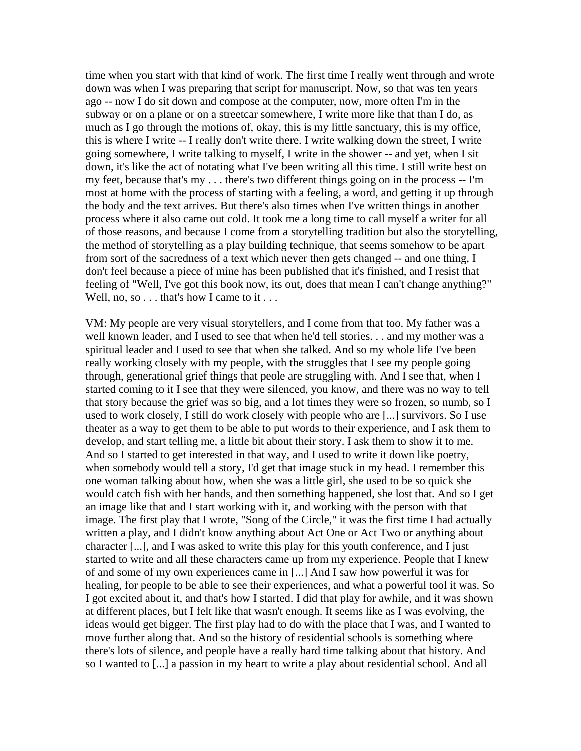time when you start with that kind of work. The first time I really went through and wrote down was when I was preparing that script for manuscript. Now, so that was ten years ago -- now I do sit down and compose at the computer, now, more often I'm in the subway or on a plane or on a streetcar somewhere, I write more like that than I do, as much as I go through the motions of, okay, this is my little sanctuary, this is my office, this is where I write -- I really don't write there. I write walking down the street, I write going somewhere, I write talking to myself, I write in the shower -- and yet, when I sit down, it's like the act of notating what I've been writing all this time. I still write best on my feet, because that's my . . . there's two different things going on in the process -- I'm most at home with the process of starting with a feeling, a word, and getting it up through the body and the text arrives. But there's also times when I've written things in another process where it also came out cold. It took me a long time to call myself a writer for all of those reasons, and because I come from a storytelling tradition but also the storytelling, the method of storytelling as a play building technique, that seems somehow to be apart from sort of the sacredness of a text which never then gets changed -- and one thing, I don't feel because a piece of mine has been published that it's finished, and I resist that feeling of "Well, I've got this book now, its out, does that mean I can't change anything?" Well, no, so . . . that's how I came to it . . .

VM: My people are very visual storytellers, and I come from that too. My father was a well known leader, and I used to see that when he'd tell stories. . . and my mother was a spiritual leader and I used to see that when she talked. And so my whole life I've been really working closely with my people, with the struggles that I see my people going through, generational grief things that peole are struggling with. And I see that, when I started coming to it I see that they were silenced, you know, and there was no way to tell that story because the grief was so big, and a lot times they were so frozen, so numb, so I used to work closely, I still do work closely with people who are [...] survivors. So I use theater as a way to get them to be able to put words to their experience, and I ask them to develop, and start telling me, a little bit about their story. I ask them to show it to me. And so I started to get interested in that way, and I used to write it down like poetry, when somebody would tell a story, I'd get that image stuck in my head. I remember this one woman talking about how, when she was a little girl, she used to be so quick she would catch fish with her hands, and then something happened, she lost that. And so I get an image like that and I start working with it, and working with the person with that image. The first play that I wrote, "Song of the Circle," it was the first time I had actually written a play, and I didn't know anything about Act One or Act Two or anything about character [...], and I was asked to write this play for this youth conference, and I just started to write and all these characters came up from my experience. People that I knew of and some of my own experiences came in [...] And I saw how powerful it was for healing, for people to be able to see their experiences, and what a powerful tool it was. So I got excited about it, and that's how I started. I did that play for awhile, and it was shown at different places, but I felt like that wasn't enough. It seems like as I was evolving, the ideas would get bigger. The first play had to do with the place that I was, and I wanted to move further along that. And so the history of residential schools is something where there's lots of silence, and people have a really hard time talking about that history. And so I wanted to [...] a passion in my heart to write a play about residential school. And all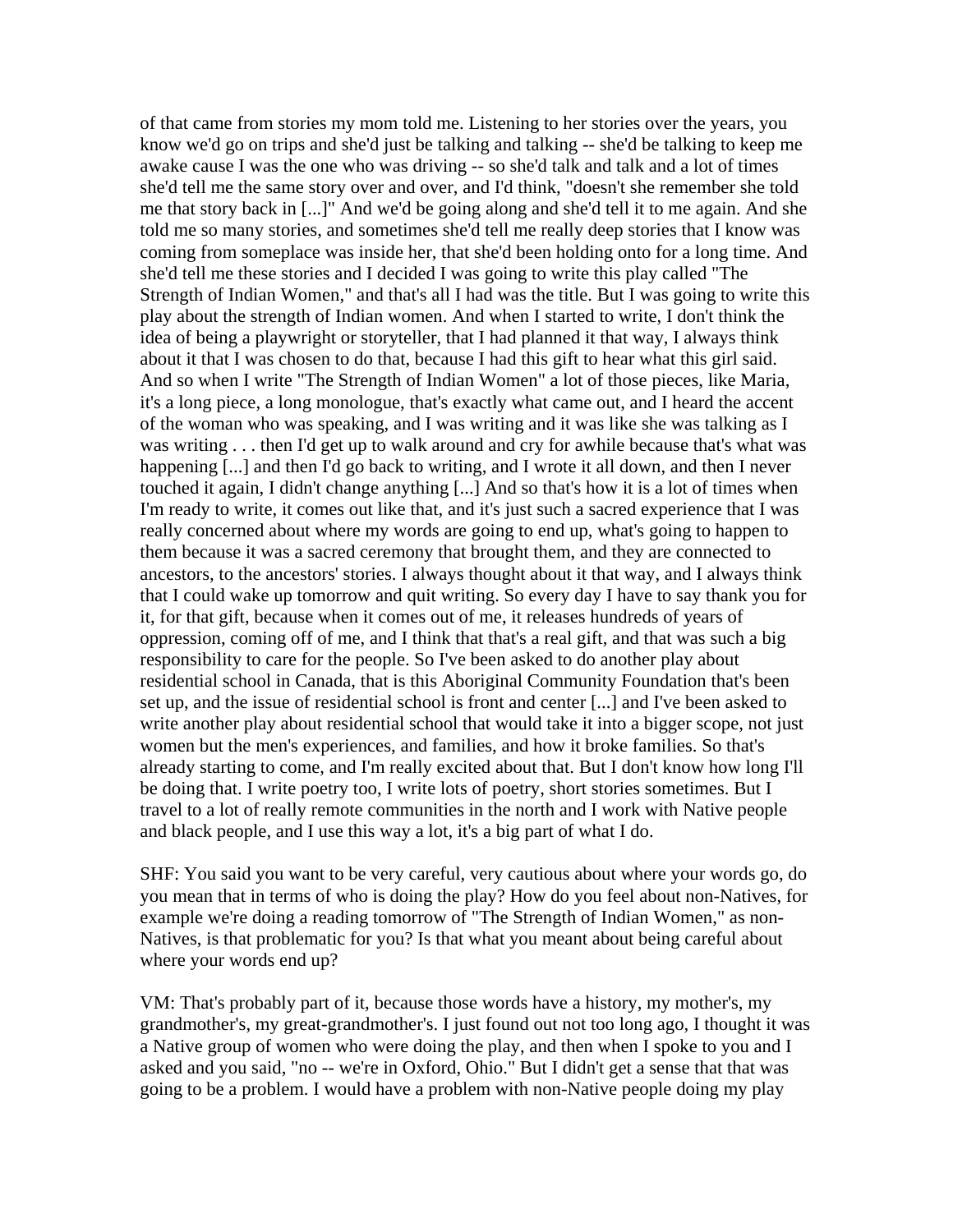of that came from stories my mom told me. Listening to her stories over the years, you know we'd go on trips and she'd just be talking and talking -- she'd be talking to keep me awake cause I was the one who was driving -- so she'd talk and talk and a lot of times she'd tell me the same story over and over, and I'd think, "doesn't she remember she told me that story back in [...]" And we'd be going along and she'd tell it to me again. And she told me so many stories, and sometimes she'd tell me really deep stories that I know was coming from someplace was inside her, that she'd been holding onto for a long time. And she'd tell me these stories and I decided I was going to write this play called "The Strength of Indian Women," and that's all I had was the title. But I was going to write this play about the strength of Indian women. And when I started to write, I don't think the idea of being a playwright or storyteller, that I had planned it that way, I always think about it that I was chosen to do that, because I had this gift to hear what this girl said. And so when I write "The Strength of Indian Women" a lot of those pieces, like Maria, it's a long piece, a long monologue, that's exactly what came out, and I heard the accent of the woman who was speaking, and I was writing and it was like she was talking as I was writing . . . then I'd get up to walk around and cry for awhile because that's what was happening [...] and then I'd go back to writing, and I wrote it all down, and then I never touched it again, I didn't change anything [...] And so that's how it is a lot of times when I'm ready to write, it comes out like that, and it's just such a sacred experience that I was really concerned about where my words are going to end up, what's going to happen to them because it was a sacred ceremony that brought them, and they are connected to ancestors, to the ancestors' stories. I always thought about it that way, and I always think that I could wake up tomorrow and quit writing. So every day I have to say thank you for it, for that gift, because when it comes out of me, it releases hundreds of years of oppression, coming off of me, and I think that that's a real gift, and that was such a big responsibility to care for the people. So I've been asked to do another play about residential school in Canada, that is this Aboriginal Community Foundation that's been set up, and the issue of residential school is front and center [...] and I've been asked to write another play about residential school that would take it into a bigger scope, not just women but the men's experiences, and families, and how it broke families. So that's already starting to come, and I'm really excited about that. But I don't know how long I'll be doing that. I write poetry too, I write lots of poetry, short stories sometimes. But I travel to a lot of really remote communities in the north and I work with Native people and black people, and I use this way a lot, it's a big part of what I do.

SHF: You said you want to be very careful, very cautious about where your words go, do you mean that in terms of who is doing the play? How do you feel about non-Natives, for example we're doing a reading tomorrow of "The Strength of Indian Women," as non-Natives, is that problematic for you? Is that what you meant about being careful about where your words end up?

VM: That's probably part of it, because those words have a history, my mother's, my grandmother's, my great-grandmother's. I just found out not too long ago, I thought it was a Native group of women who were doing the play, and then when I spoke to you and I asked and you said, "no -- we're in Oxford, Ohio." But I didn't get a sense that that was going to be a problem. I would have a problem with non-Native people doing my play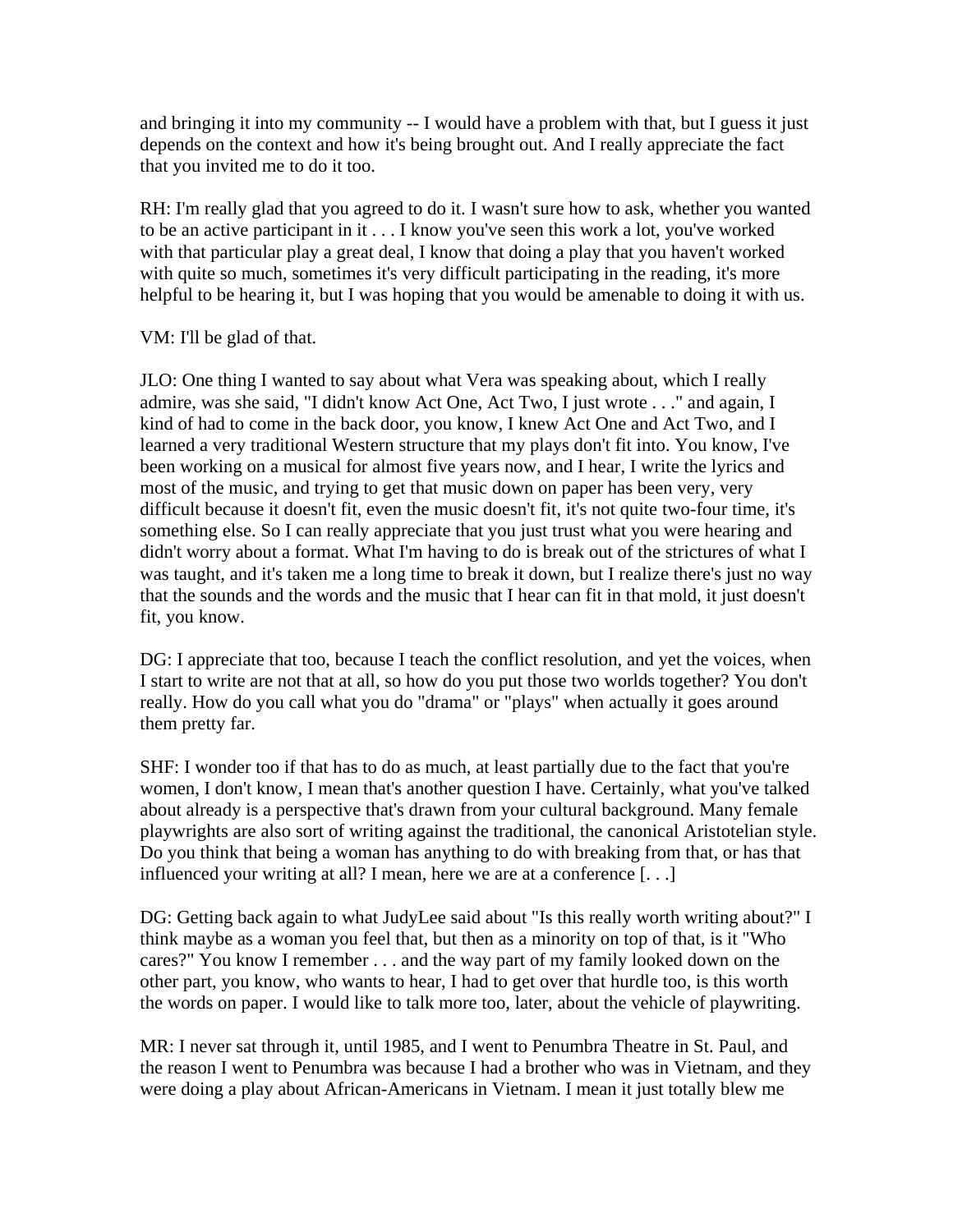and bringing it into my community -- I would have a problem with that, but I guess it just depends on the context and how it's being brought out. And I really appreciate the fact that you invited me to do it too.

RH: I'm really glad that you agreed to do it. I wasn't sure how to ask, whether you wanted to be an active participant in it . . . I know you've seen this work a lot, you've worked with that particular play a great deal, I know that doing a play that you haven't worked with quite so much, sometimes it's very difficult participating in the reading, it's more helpful to be hearing it, but I was hoping that you would be amenable to doing it with us.

VM: I'll be glad of that.

JLO: One thing I wanted to say about what Vera was speaking about, which I really admire, was she said, "I didn't know Act One, Act Two, I just wrote . . ." and again, I kind of had to come in the back door, you know, I knew Act One and Act Two, and I learned a very traditional Western structure that my plays don't fit into. You know, I've been working on a musical for almost five years now, and I hear, I write the lyrics and most of the music, and trying to get that music down on paper has been very, very difficult because it doesn't fit, even the music doesn't fit, it's not quite two-four time, it's something else. So I can really appreciate that you just trust what you were hearing and didn't worry about a format. What I'm having to do is break out of the strictures of what I was taught, and it's taken me a long time to break it down, but I realize there's just no way that the sounds and the words and the music that I hear can fit in that mold, it just doesn't fit, you know.

DG: I appreciate that too, because I teach the conflict resolution, and yet the voices, when I start to write are not that at all, so how do you put those two worlds together? You don't really. How do you call what you do "drama" or "plays" when actually it goes around them pretty far.

SHF: I wonder too if that has to do as much, at least partially due to the fact that you're women, I don't know, I mean that's another question I have. Certainly, what you've talked about already is a perspective that's drawn from your cultural background. Many female playwrights are also sort of writing against the traditional, the canonical Aristotelian style. Do you think that being a woman has anything to do with breaking from that, or has that influenced your writing at all? I mean, here we are at a conference [. . .]

DG: Getting back again to what JudyLee said about "Is this really worth writing about?" I think maybe as a woman you feel that, but then as a minority on top of that, is it "Who cares?" You know I remember . . . and the way part of my family looked down on the other part, you know, who wants to hear, I had to get over that hurdle too, is this worth the words on paper. I would like to talk more too, later, about the vehicle of playwriting.

MR: I never sat through it, until 1985, and I went to Penumbra Theatre in St. Paul, and the reason I went to Penumbra was because I had a brother who was in Vietnam, and they were doing a play about African-Americans in Vietnam. I mean it just totally blew me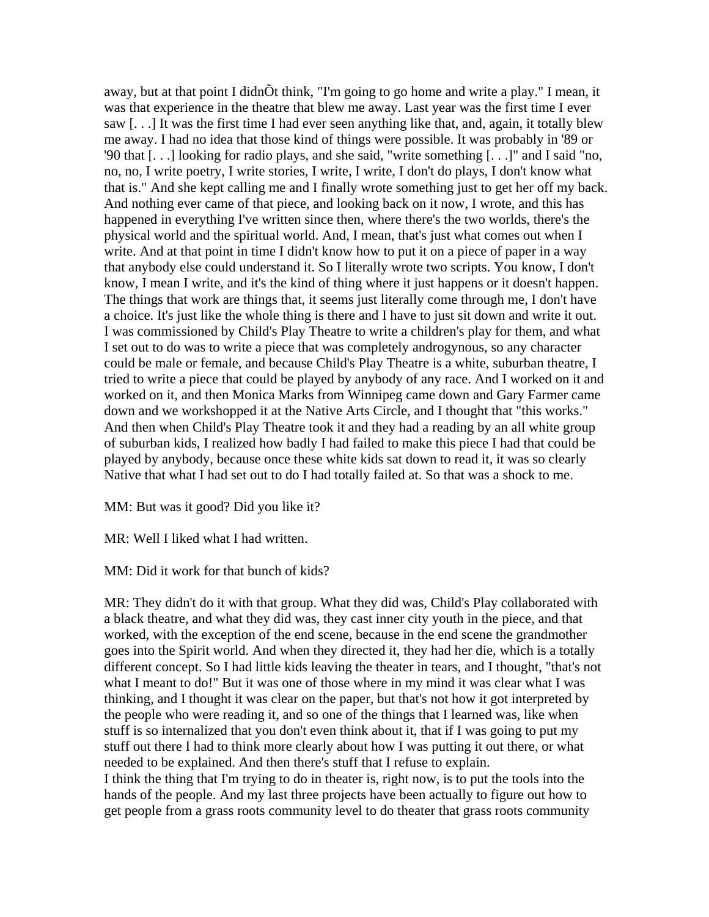away, but at that point I didnÕt think, "I'm going to go home and write a play." I mean, it was that experience in the theatre that blew me away. Last year was the first time I ever saw [. . .] It was the first time I had ever seen anything like that, and, again, it totally blew me away. I had no idea that those kind of things were possible. It was probably in '89 or '90 that [. . .] looking for radio plays, and she said, "write something [. . .]" and I said "no, no, no, I write poetry, I write stories, I write, I write, I don't do plays, I don't know what that is." And she kept calling me and I finally wrote something just to get her off my back. And nothing ever came of that piece, and looking back on it now, I wrote, and this has happened in everything I've written since then, where there's the two worlds, there's the physical world and the spiritual world. And, I mean, that's just what comes out when I write. And at that point in time I didn't know how to put it on a piece of paper in a way that anybody else could understand it. So I literally wrote two scripts. You know, I don't know, I mean I write, and it's the kind of thing where it just happens or it doesn't happen. The things that work are things that, it seems just literally come through me, I don't have a choice. It's just like the whole thing is there and I have to just sit down and write it out. I was commissioned by Child's Play Theatre to write a children's play for them, and what I set out to do was to write a piece that was completely androgynous, so any character could be male or female, and because Child's Play Theatre is a white, suburban theatre, I tried to write a piece that could be played by anybody of any race. And I worked on it and worked on it, and then Monica Marks from Winnipeg came down and Gary Farmer came down and we workshopped it at the Native Arts Circle, and I thought that "this works." And then when Child's Play Theatre took it and they had a reading by an all white group of suburban kids, I realized how badly I had failed to make this piece I had that could be played by anybody, because once these white kids sat down to read it, it was so clearly Native that what I had set out to do I had totally failed at. So that was a shock to me.

MM: But was it good? Did you like it?

MR: Well I liked what I had written.

MM: Did it work for that bunch of kids?

MR: They didn't do it with that group. What they did was, Child's Play collaborated with a black theatre, and what they did was, they cast inner city youth in the piece, and that worked, with the exception of the end scene, because in the end scene the grandmother goes into the Spirit world. And when they directed it, they had her die, which is a totally different concept. So I had little kids leaving the theater in tears, and I thought, "that's not what I meant to do!" But it was one of those where in my mind it was clear what I was thinking, and I thought it was clear on the paper, but that's not how it got interpreted by the people who were reading it, and so one of the things that I learned was, like when stuff is so internalized that you don't even think about it, that if I was going to put my stuff out there I had to think more clearly about how I was putting it out there, or what needed to be explained. And then there's stuff that I refuse to explain.

I think the thing that I'm trying to do in theater is, right now, is to put the tools into the hands of the people. And my last three projects have been actually to figure out how to get people from a grass roots community level to do theater that grass roots community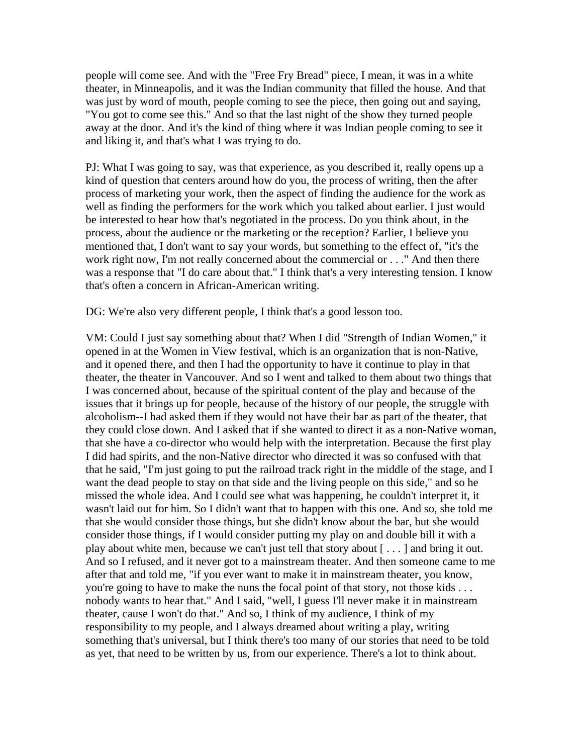people will come see. And with the "Free Fry Bread" piece, I mean, it was in a white theater, in Minneapolis, and it was the Indian community that filled the house. And that was just by word of mouth, people coming to see the piece, then going out and saying, "You got to come see this." And so that the last night of the show they turned people away at the door. And it's the kind of thing where it was Indian people coming to see it and liking it, and that's what I was trying to do.

PJ: What I was going to say, was that experience, as you described it, really opens up a kind of question that centers around how do you, the process of writing, then the after process of marketing your work, then the aspect of finding the audience for the work as well as finding the performers for the work which you talked about earlier. I just would be interested to hear how that's negotiated in the process. Do you think about, in the process, about the audience or the marketing or the reception? Earlier, I believe you mentioned that, I don't want to say your words, but something to the effect of, "it's the work right now, I'm not really concerned about the commercial or . . ." And then there was a response that "I do care about that." I think that's a very interesting tension. I know that's often a concern in African-American writing.

DG: We're also very different people, I think that's a good lesson too.

VM: Could I just say something about that? When I did "Strength of Indian Women," it opened in at the Women in View festival, which is an organization that is non-Native, and it opened there, and then I had the opportunity to have it continue to play in that theater, the theater in Vancouver. And so I went and talked to them about two things that I was concerned about, because of the spiritual content of the play and because of the issues that it brings up for people, because of the history of our people, the struggle with alcoholism--I had asked them if they would not have their bar as part of the theater, that they could close down. And I asked that if she wanted to direct it as a non-Native woman, that she have a co-director who would help with the interpretation. Because the first play I did had spirits, and the non-Native director who directed it was so confused with that that he said, "I'm just going to put the railroad track right in the middle of the stage, and I want the dead people to stay on that side and the living people on this side," and so he missed the whole idea. And I could see what was happening, he couldn't interpret it, it wasn't laid out for him. So I didn't want that to happen with this one. And so, she told me that she would consider those things, but she didn't know about the bar, but she would consider those things, if I would consider putting my play on and double bill it with a play about white men, because we can't just tell that story about [ . . . ] and bring it out. And so I refused, and it never got to a mainstream theater. And then someone came to me after that and told me, "if you ever want to make it in mainstream theater, you know, you're going to have to make the nuns the focal point of that story, not those kids . . . nobody wants to hear that." And I said, "well, I guess I'll never make it in mainstream theater, cause I won't do that." And so, I think of my audience, I think of my responsibility to my people, and I always dreamed about writing a play, writing something that's universal, but I think there's too many of our stories that need to be told as yet, that need to be written by us, from our experience. There's a lot to think about.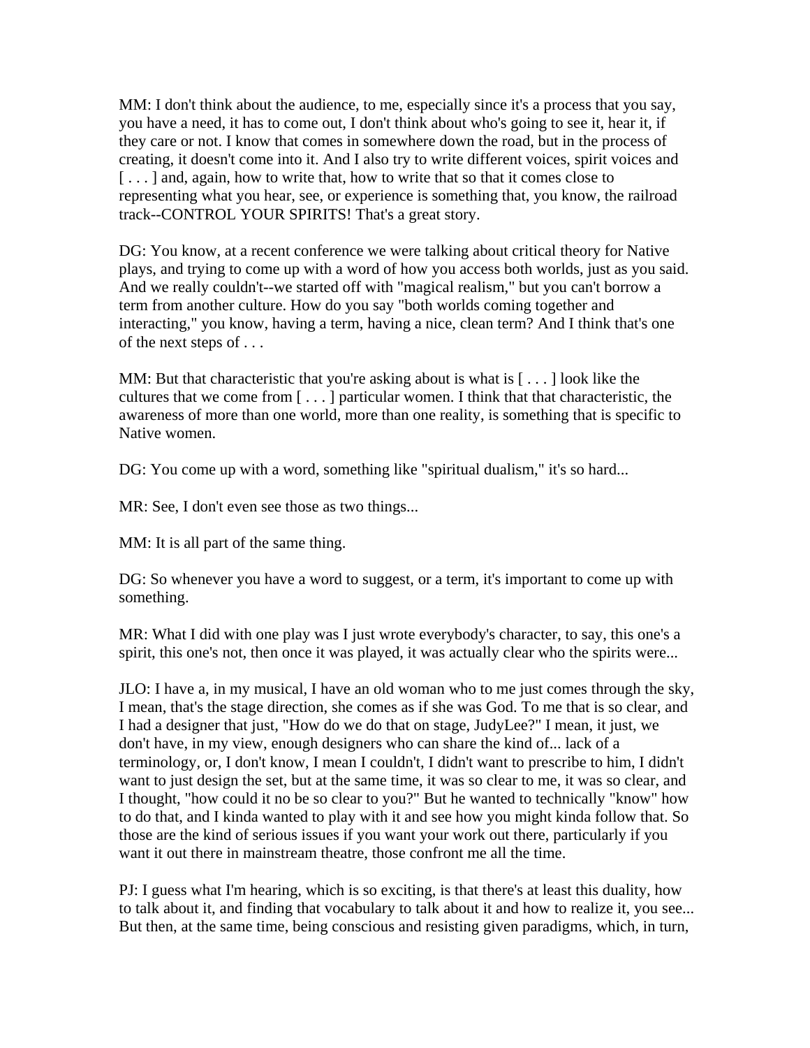MM: I don't think about the audience, to me, especially since it's a process that you say, you have a need, it has to come out, I don't think about who's going to see it, hear it, if they care or not. I know that comes in somewhere down the road, but in the process of creating, it doesn't come into it. And I also try to write different voices, spirit voices and [ . . . ] and, again, how to write that, how to write that so that it comes close to representing what you hear, see, or experience is something that, you know, the railroad track--CONTROL YOUR SPIRITS! That's a great story.

DG: You know, at a recent conference we were talking about critical theory for Native plays, and trying to come up with a word of how you access both worlds, just as you said. And we really couldn't--we started off with "magical realism," but you can't borrow a term from another culture. How do you say "both worlds coming together and interacting," you know, having a term, having a nice, clean term? And I think that's one of the next steps of . . .

MM: But that characteristic that you're asking about is what is [ . . . ] look like the cultures that we come from [ . . . ] particular women. I think that that characteristic, the awareness of more than one world, more than one reality, is something that is specific to Native women.

DG: You come up with a word, something like "spiritual dualism," it's so hard...

MR: See, I don't even see those as two things...

MM: It is all part of the same thing.

DG: So whenever you have a word to suggest, or a term, it's important to come up with something.

MR: What I did with one play was I just wrote everybody's character, to say, this one's a spirit, this one's not, then once it was played, it was actually clear who the spirits were...

JLO: I have a, in my musical, I have an old woman who to me just comes through the sky, I mean, that's the stage direction, she comes as if she was God. To me that is so clear, and I had a designer that just, "How do we do that on stage, JudyLee?" I mean, it just, we don't have, in my view, enough designers who can share the kind of... lack of a terminology, or, I don't know, I mean I couldn't, I didn't want to prescribe to him, I didn't want to just design the set, but at the same time, it was so clear to me, it was so clear, and I thought, "how could it no be so clear to you?" But he wanted to technically "know" how to do that, and I kinda wanted to play with it and see how you might kinda follow that. So those are the kind of serious issues if you want your work out there, particularly if you want it out there in mainstream theatre, those confront me all the time.

PJ: I guess what I'm hearing, which is so exciting, is that there's at least this duality, how to talk about it, and finding that vocabulary to talk about it and how to realize it, you see... But then, at the same time, being conscious and resisting given paradigms, which, in turn,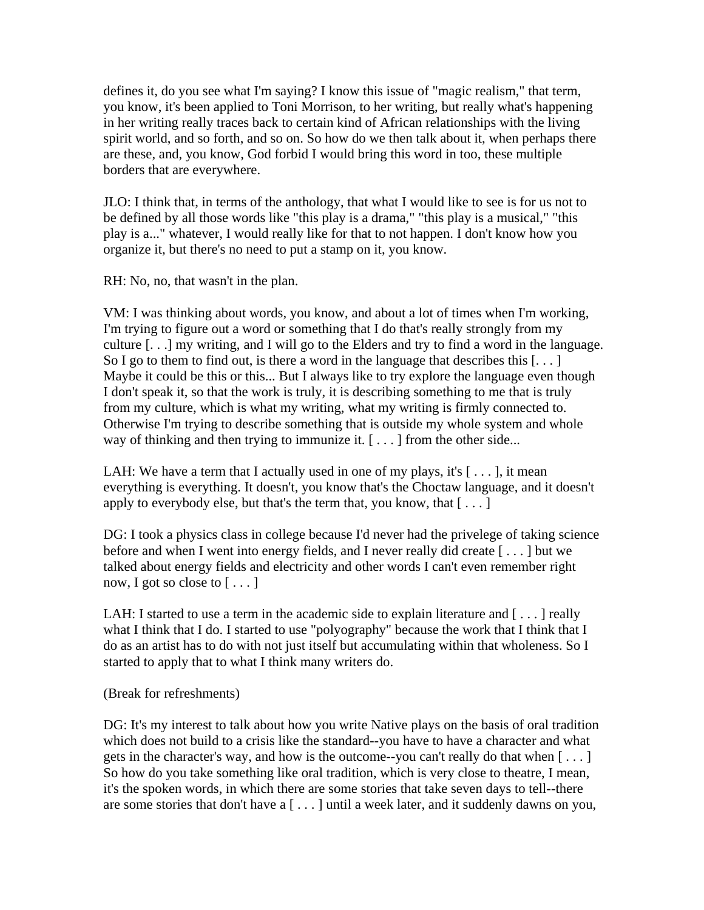defines it, do you see what I'm saying? I know this issue of "magic realism," that term, you know, it's been applied to Toni Morrison, to her writing, but really what's happening in her writing really traces back to certain kind of African relationships with the living spirit world, and so forth, and so on. So how do we then talk about it, when perhaps there are these, and, you know, God forbid I would bring this word in too, these multiple borders that are everywhere.

JLO: I think that, in terms of the anthology, that what I would like to see is for us not to be defined by all those words like "this play is a drama," "this play is a musical," "this play is a..." whatever, I would really like for that to not happen. I don't know how you organize it, but there's no need to put a stamp on it, you know.

RH: No, no, that wasn't in the plan.

VM: I was thinking about words, you know, and about a lot of times when I'm working, I'm trying to figure out a word or something that I do that's really strongly from my culture [. . .] my writing, and I will go to the Elders and try to find a word in the language. So I go to them to find out, is there a word in the language that describes this [. . . ] Maybe it could be this or this... But I always like to try explore the language even though I don't speak it, so that the work is truly, it is describing something to me that is truly from my culture, which is what my writing, what my writing is firmly connected to. Otherwise I'm trying to describe something that is outside my whole system and whole way of thinking and then trying to immunize it. [ . . . ] from the other side...

LAH: We have a term that I actually used in one of my plays, it's [ . . . ], it mean everything is everything. It doesn't, you know that's the Choctaw language, and it doesn't apply to everybody else, but that's the term that, you know, that [ . . . ]

DG: I took a physics class in college because I'd never had the privelege of taking science before and when I went into energy fields, and I never really did create [ . . . ] but we talked about energy fields and electricity and other words I can't even remember right now, I got so close to [ . . . ]

LAH: I started to use a term in the academic side to explain literature and [ . . . ] really what I think that I do. I started to use "polyography" because the work that I think that I do as an artist has to do with not just itself but accumulating within that wholeness. So I started to apply that to what I think many writers do.

(Break for refreshments)

DG: It's my interest to talk about how you write Native plays on the basis of oral tradition which does not build to a crisis like the standard--you have to have a character and what gets in the character's way, and how is the outcome--you can't really do that when [ . . . ] So how do you take something like oral tradition, which is very close to theatre, I mean, it's the spoken words, in which there are some stories that take seven days to tell--there are some stories that don't have a [ . . . ] until a week later, and it suddenly dawns on you,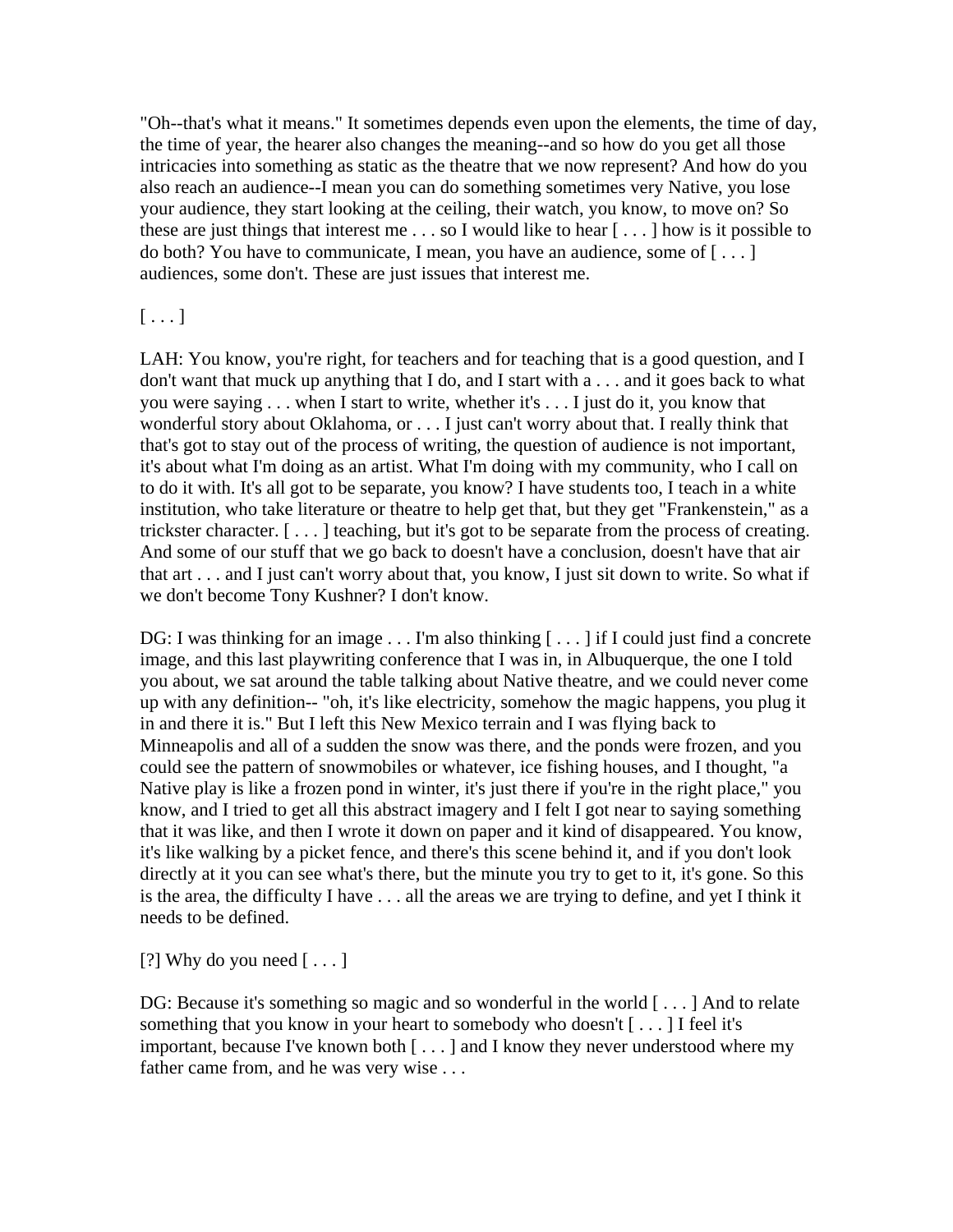"Oh--that's what it means." It sometimes depends even upon the elements, the time of day, the time of year, the hearer also changes the meaning--and so how do you get all those intricacies into something as static as the theatre that we now represent? And how do you also reach an audience--I mean you can do something sometimes very Native, you lose your audience, they start looking at the ceiling, their watch, you know, to move on? So these are just things that interest me . . . so I would like to hear [ . . . ] how is it possible to do both? You have to communicate, I mean, you have an audience, some of [ . . . ] audiences, some don't. These are just issues that interest me.

[ . . . ]

LAH: You know, you're right, for teachers and for teaching that is a good question, and I don't want that muck up anything that I do, and I start with a . . . and it goes back to what you were saying . . . when I start to write, whether it's . . . I just do it, you know that wonderful story about Oklahoma, or . . . I just can't worry about that. I really think that that's got to stay out of the process of writing, the question of audience is not important, it's about what I'm doing as an artist. What I'm doing with my community, who I call on to do it with. It's all got to be separate, you know? I have students too, I teach in a white institution, who take literature or theatre to help get that, but they get "Frankenstein," as a trickster character. [ . . . ] teaching, but it's got to be separate from the process of creating. And some of our stuff that we go back to doesn't have a conclusion, doesn't have that air that art . . . and I just can't worry about that, you know, I just sit down to write. So what if we don't become Tony Kushner? I don't know.

DG: I was thinking for an image . . . I'm also thinking [ . . . ] if I could just find a concrete image, and this last playwriting conference that I was in, in Albuquerque, the one I told you about, we sat around the table talking about Native theatre, and we could never come up with any definition-- "oh, it's like electricity, somehow the magic happens, you plug it in and there it is." But I left this New Mexico terrain and I was flying back to Minneapolis and all of a sudden the snow was there, and the ponds were frozen, and you could see the pattern of snowmobiles or whatever, ice fishing houses, and I thought, "a Native play is like a frozen pond in winter, it's just there if you're in the right place," you know, and I tried to get all this abstract imagery and I felt I got near to saying something that it was like, and then I wrote it down on paper and it kind of disappeared. You know, it's like walking by a picket fence, and there's this scene behind it, and if you don't look directly at it you can see what's there, but the minute you try to get to it, it's gone. So this is the area, the difficulty I have . . . all the areas we are trying to define, and yet I think it needs to be defined.

[?] Why do you need [ . . . ]

DG: Because it's something so magic and so wonderful in the world [ . . . ] And to relate something that you know in your heart to somebody who doesn't [ . . . ] I feel it's important, because I've known both [ . . . ] and I know they never understood where my father came from, and he was very wise . . .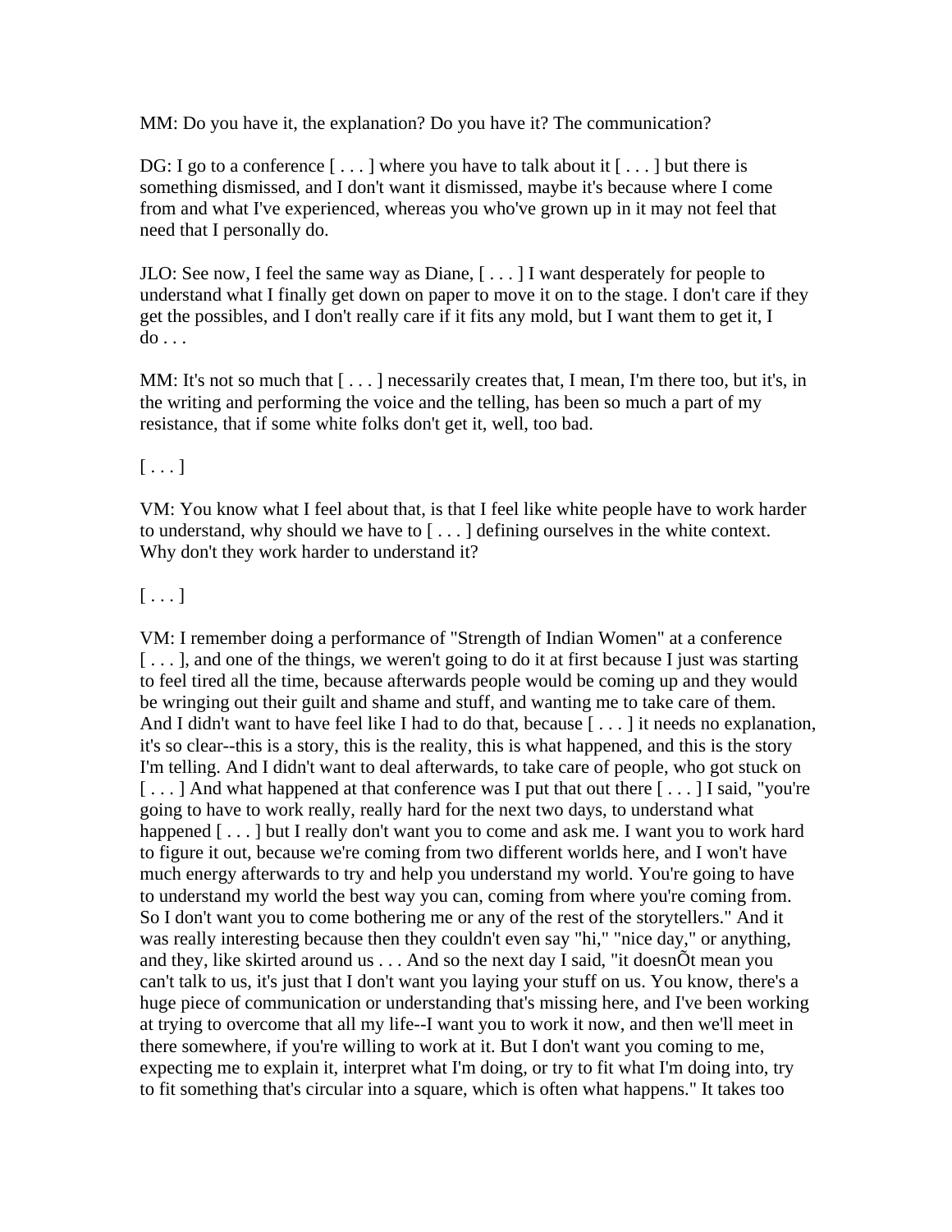MM: Do you have it, the explanation? Do you have it? The communication?

DG: I go to a conference [ . . . ] where you have to talk about it [ . . . ] but there is something dismissed, and I don't want it dismissed, maybe it's because where I come from and what I've experienced, whereas you who've grown up in it may not feel that need that I personally do.

JLO: See now, I feel the same way as Diane, [ . . . ] I want desperately for people to understand what I finally get down on paper to move it on to the stage. I don't care if they get the possibles, and I don't really care if it fits any mold, but I want them to get it, I do . . .

MM: It's not so much that [ . . . ] necessarily creates that, I mean, I'm there too, but it's, in the writing and performing the voice and the telling, has been so much a part of my resistance, that if some white folks don't get it, well, too bad.

[ . . . ]

VM: You know what I feel about that, is that I feel like white people have to work harder to understand, why should we have to [ . . . ] defining ourselves in the white context. Why don't they work harder to understand it?

[ . . . ]

VM: I remember doing a performance of "Strength of Indian Women" at a conference [ . . . ], and one of the things, we weren't going to do it at first because I just was starting to feel tired all the time, because afterwards people would be coming up and they would be wringing out their guilt and shame and stuff, and wanting me to take care of them. And I didn't want to have feel like I had to do that, because [ . . . ] it needs no explanation, it's so clear--this is a story, this is the reality, this is what happened, and this is the story I'm telling. And I didn't want to deal afterwards, to take care of people, who got stuck on [ . . . ] And what happened at that conference was I put that out there [ . . . ] I said, "you're going to have to work really, really hard for the next two days, to understand what happened [ . . . ] but I really don't want you to come and ask me. I want you to work hard to figure it out, because we're coming from two different worlds here, and I won't have much energy afterwards to try and help you understand my world. You're going to have to understand my world the best way you can, coming from where you're coming from. So I don't want you to come bothering me or any of the rest of the storytellers." And it was really interesting because then they couldn't even say "hi," "nice day," or anything, and they, like skirted around us . . . And so the next day I said, "it doesnÕt mean you can't talk to us, it's just that I don't want you laying your stuff on us. You know, there's a huge piece of communication or understanding that's missing here, and I've been working at trying to overcome that all my life--I want you to work it now, and then we'll meet in there somewhere, if you're willing to work at it. But I don't want you coming to me, expecting me to explain it, interpret what I'm doing, or try to fit what I'm doing into, try to fit something that's circular into a square, which is often what happens." It takes too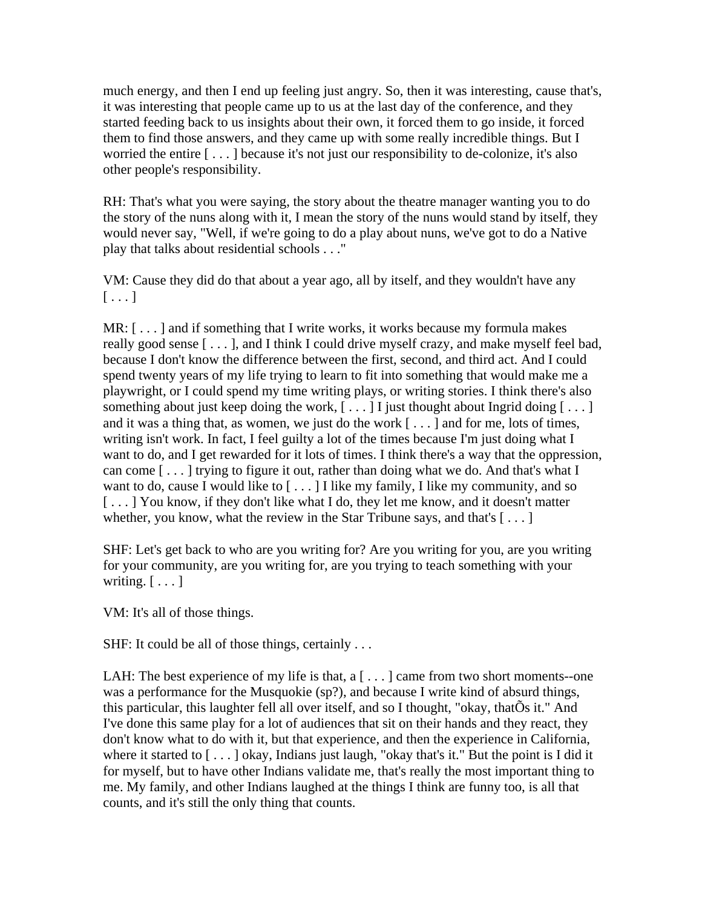much energy, and then I end up feeling just angry. So, then it was interesting, cause that's, it was interesting that people came up to us at the last day of the conference, and they started feeding back to us insights about their own, it forced them to go inside, it forced them to find those answers, and they came up with some really incredible things. But I worried the entire [ . . . ] because it's not just our responsibility to de-colonize, it's also other people's responsibility.

RH: That's what you were saying, the story about the theatre manager wanting you to do the story of the nuns along with it, I mean the story of the nuns would stand by itself, they would never say, "Well, if we're going to do a play about nuns, we've got to do a Native play that talks about residential schools . . ."

VM: Cause they did do that about a year ago, all by itself, and they wouldn't have any [ . . . ]

MR: [ . . . ] and if something that I write works, it works because my formula makes really good sense [ . . . ], and I think I could drive myself crazy, and make myself feel bad, because I don't know the difference between the first, second, and third act. And I could spend twenty years of my life trying to learn to fit into something that would make me a playwright, or I could spend my time writing plays, or writing stories. I think there's also something about just keep doing the work, [ . . . ] I just thought about Ingrid doing [ . . . ] and it was a thing that, as women, we just do the work [ . . . ] and for me, lots of times, writing isn't work. In fact, I feel guilty a lot of the times because I'm just doing what I want to do, and I get rewarded for it lots of times. I think there's a way that the oppression, can come [ . . . ] trying to figure it out, rather than doing what we do. And that's what I want to do, cause I would like to [ . . . ] I like my family, I like my community, and so [ . . . ] You know, if they don't like what I do, they let me know, and it doesn't matter whether, you know, what the review in the Star Tribune says, and that's [ . . . ]

SHF: Let's get back to who are you writing for? Are you writing for you, are you writing for your community, are you writing for, are you trying to teach something with your writing. [ . . . ]

VM: It's all of those things.

SHF: It could be all of those things, certainly . . .

LAH: The best experience of my life is that, a [ . . . ] came from two short moments--one was a performance for the Musquokie (sp?), and because I write kind of absurd things, this particular, this laughter fell all over itself, and so I thought, "okay, thatÕs it." And I've done this same play for a lot of audiences that sit on their hands and they react, they don't know what to do with it, but that experience, and then the experience in California, where it started to [ . . . ] okay, Indians just laugh, "okay that's it." But the point is I did it for myself, but to have other Indians validate me, that's really the most important thing to me. My family, and other Indians laughed at the things I think are funny too, is all that counts, and it's still the only thing that counts.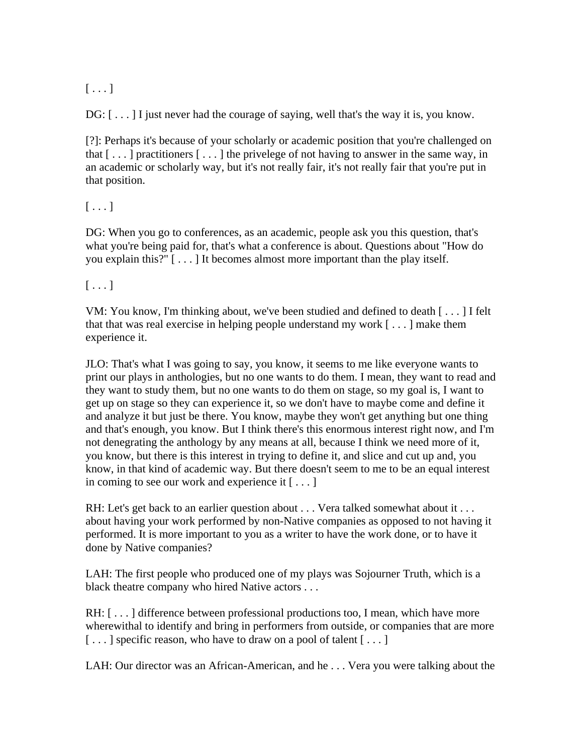[ . . . ]

DG: [ . . . ] I just never had the courage of saying, well that's the way it is, you know.

[?]: Perhaps it's because of your scholarly or academic position that you're challenged on that [ . . . ] practitioners [ . . . ] the privelege of not having to answer in the same way, in an academic or scholarly way, but it's not really fair, it's not really fair that you're put in that position.

[ . . . ]

DG: When you go to conferences, as an academic, people ask you this question, that's what you're being paid for, that's what a conference is about. Questions about "How do you explain this?" [ . . . ] It becomes almost more important than the play itself.

[ . . . ]

VM: You know, I'm thinking about, we've been studied and defined to death [ . . . ] I felt that that was real exercise in helping people understand my work [ . . . ] make them experience it.

JLO: That's what I was going to say, you know, it seems to me like everyone wants to print our plays in anthologies, but no one wants to do them. I mean, they want to read and they want to study them, but no one wants to do them on stage, so my goal is, I want to get up on stage so they can experience it, so we don't have to maybe come and define it and analyze it but just be there. You know, maybe they won't get anything but one thing and that's enough, you know. But I think there's this enormous interest right now, and I'm not denegrating the anthology by any means at all, because I think we need more of it, you know, but there is this interest in trying to define it, and slice and cut up and, you know, in that kind of academic way. But there doesn't seem to me to be an equal interest in coming to see our work and experience it [ . . . ]

RH: Let's get back to an earlier question about . . . Vera talked somewhat about it . . . about having your work performed by non-Native companies as opposed to not having it performed. It is more important to you as a writer to have the work done, or to have it done by Native companies?

LAH: The first people who produced one of my plays was Sojourner Truth, which is a black theatre company who hired Native actors . . .

RH: [ . . . ] difference between professional productions too, I mean, which have more wherewithal to identify and bring in performers from outside, or companies that are more [ . . . ] specific reason, who have to draw on a pool of talent [ . . . ]

LAH: Our director was an African-American, and he . . . Vera you were talking about the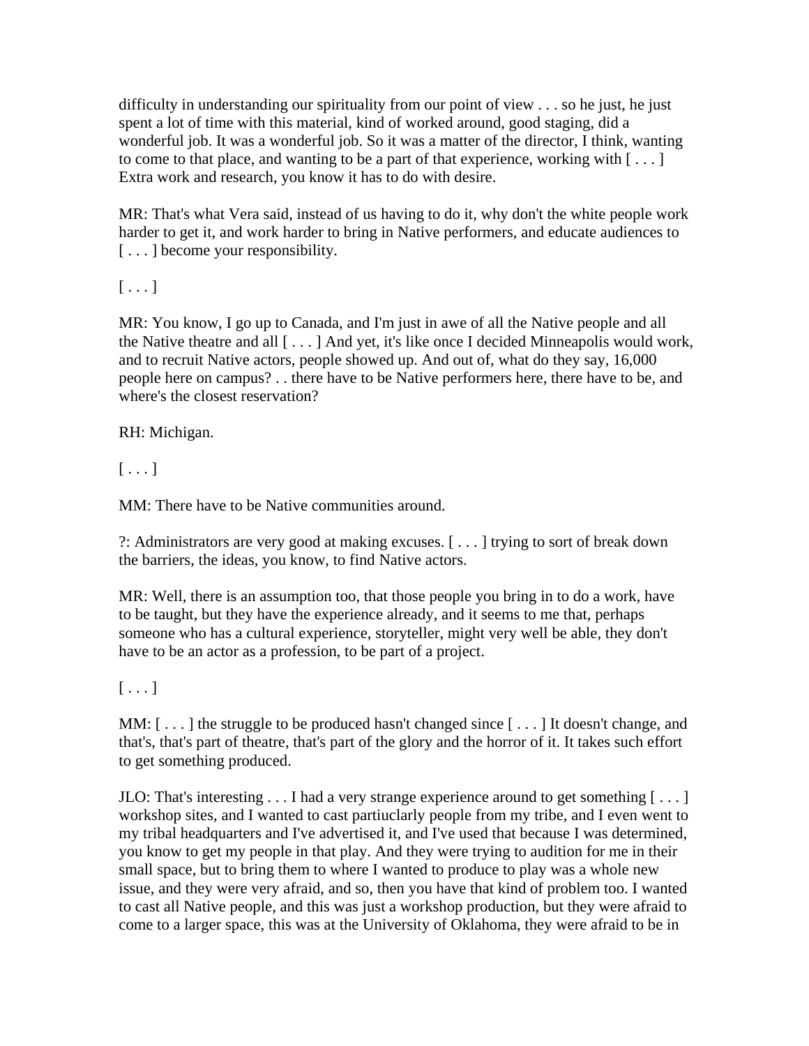difficulty in understanding our spirituality from our point of view . . . so he just, he just spent a lot of time with this material, kind of worked around, good staging, did a wonderful job. It was a wonderful job. So it was a matter of the director, I think, wanting to come to that place, and wanting to be a part of that experience, working with [ . . . ] Extra work and research, you know it has to do with desire.

MR: That's what Vera said, instead of us having to do it, why don't the white people work harder to get it, and work harder to bring in Native performers, and educate audiences to [ . . . ] become your responsibility.

[ . . . ]

MR: You know, I go up to Canada, and I'm just in awe of all the Native people and all the Native theatre and all [ . . . ] And yet, it's like once I decided Minneapolis would work, and to recruit Native actors, people showed up. And out of, what do they say, 16,000 people here on campus? . . there have to be Native performers here, there have to be, and where's the closest reservation?

RH: Michigan.

[ . . . ]

MM: There have to be Native communities around.

?: Administrators are very good at making excuses. [ . . . ] trying to sort of break down the barriers, the ideas, you know, to find Native actors.

MR: Well, there is an assumption too, that those people you bring in to do a work, have to be taught, but they have the experience already, and it seems to me that, perhaps someone who has a cultural experience, storyteller, might very well be able, they don't have to be an actor as a profession, to be part of a project.

[ . . . ]

MM: [ . . . ] the struggle to be produced hasn't changed since [ . . . ] It doesn't change, and that's, that's part of theatre, that's part of the glory and the horror of it. It takes such effort to get something produced.

JLO: That's interesting . . . I had a very strange experience around to get something [ . . . ] workshop sites, and I wanted to cast partiuclarly people from my tribe, and I even went to my tribal headquarters and I've advertised it, and I've used that because I was determined, you know to get my people in that play. And they were trying to audition for me in their small space, but to bring them to where I wanted to produce to play was a whole new issue, and they were very afraid, and so, then you have that kind of problem too. I wanted to cast all Native people, and this was just a workshop production, but they were afraid to come to a larger space, this was at the University of Oklahoma, they were afraid to be in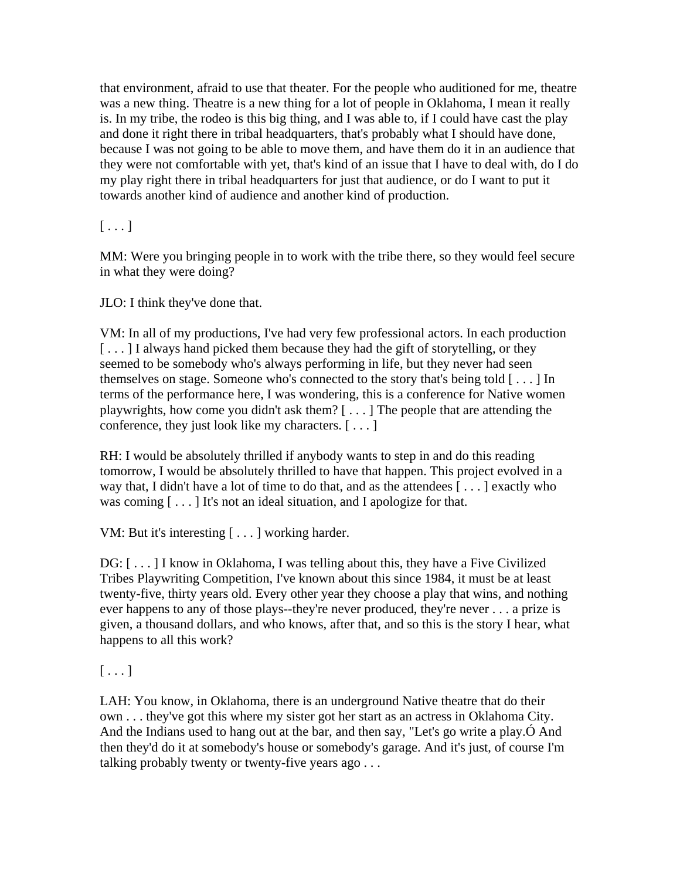that environment, afraid to use that theater. For the people who auditioned for me, theatre was a new thing. Theatre is a new thing for a lot of people in Oklahoma, I mean it really is. In my tribe, the rodeo is this big thing, and I was able to, if I could have cast the play and done it right there in tribal headquarters, that's probably what I should have done, because I was not going to be able to move them, and have them do it in an audience that they were not comfortable with yet, that's kind of an issue that I have to deal with, do I do my play right there in tribal headquarters for just that audience, or do I want to put it towards another kind of audience and another kind of production.

[ . . . ]

MM: Were you bringing people in to work with the tribe there, so they would feel secure in what they were doing?

JLO: I think they've done that.

VM: In all of my productions, I've had very few professional actors. In each production [ . . . ] I always hand picked them because they had the gift of storytelling, or they seemed to be somebody who's always performing in life, but they never had seen themselves on stage. Someone who's connected to the story that's being told [ . . . ] In terms of the performance here, I was wondering, this is a conference for Native women playwrights, how come you didn't ask them? [ . . . ] The people that are attending the conference, they just look like my characters. [ . . . ]

RH: I would be absolutely thrilled if anybody wants to step in and do this reading tomorrow, I would be absolutely thrilled to have that happen. This project evolved in a way that, I didn't have a lot of time to do that, and as the attendees [ . . . ] exactly who was coming [ . . . ] It's not an ideal situation, and I apologize for that.

VM: But it's interesting [ . . . ] working harder.

DG: [ . . . ] I know in Oklahoma, I was telling about this, they have a Five Civilized Tribes Playwriting Competition, I've known about this since 1984, it must be at least twenty-five, thirty years old. Every other year they choose a play that wins, and nothing ever happens to any of those plays--they're never produced, they're never . . . a prize is given, a thousand dollars, and who knows, after that, and so this is the story I hear, what happens to all this work?

[ . . . ]

LAH: You know, in Oklahoma, there is an underground Native theatre that do their own . . . they've got this where my sister got her start as an actress in Oklahoma City. And the Indians used to hang out at the bar, and then say, "Let's go write a play.Ó And then they'd do it at somebody's house or somebody's garage. And it's just, of course I'm talking probably twenty or twenty-five years ago . . .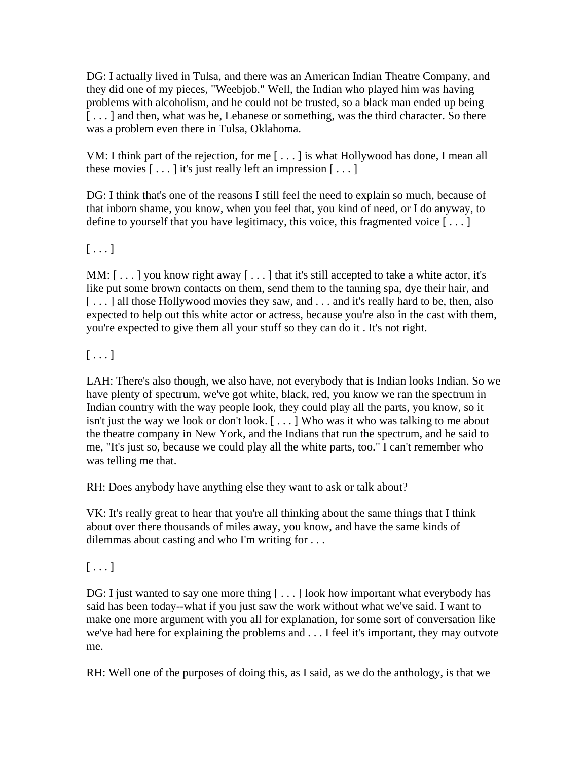DG: I actually lived in Tulsa, and there was an American Indian Theatre Company, and they did one of my pieces, "Weebjob." Well, the Indian who played him was having problems with alcoholism, and he could not be trusted, so a black man ended up being [ . . . ] and then, what was he, Lebanese or something, was the third character. So there was a problem even there in Tulsa, Oklahoma.

VM: I think part of the rejection, for me [ . . . ] is what Hollywood has done, I mean all these movies [ . . . ] it's just really left an impression [ . . . ]

DG: I think that's one of the reasons I still feel the need to explain so much, because of that inborn shame, you know, when you feel that, you kind of need, or I do anyway, to define to yourself that you have legitimacy, this voice, this fragmented voice [ . . . ]

[ . . . ]

MM: [ . . . ] you know right away [ . . . ] that it's still accepted to take a white actor, it's like put some brown contacts on them, send them to the tanning spa, dye their hair, and [ . . . ] all those Hollywood movies they saw, and . . . and it's really hard to be, then, also expected to help out this white actor or actress, because you're also in the cast with them, you're expected to give them all your stuff so they can do it . It's not right.

[ . . . ]

LAH: There's also though, we also have, not everybody that is Indian looks Indian. So we have plenty of spectrum, we've got white, black, red, you know we ran the spectrum in Indian country with the way people look, they could play all the parts, you know, so it isn't just the way we look or don't look. [ . . . ] Who was it who was talking to me about the theatre company in New York, and the Indians that run the spectrum, and he said to me, "It's just so, because we could play all the white parts, too." I can't remember who was telling me that.

RH: Does anybody have anything else they want to ask or talk about?

VK: It's really great to hear that you're all thinking about the same things that I think about over there thousands of miles away, you know, and have the same kinds of dilemmas about casting and who I'm writing for . . .

[ . . . ]

DG: I just wanted to say one more thing [ . . . ] look how important what everybody has said has been today--what if you just saw the work without what we've said. I want to make one more argument with you all for explanation, for some sort of conversation like we've had here for explaining the problems and . . . I feel it's important, they may outvote me.

RH: Well one of the purposes of doing this, as I said, as we do the anthology, is that we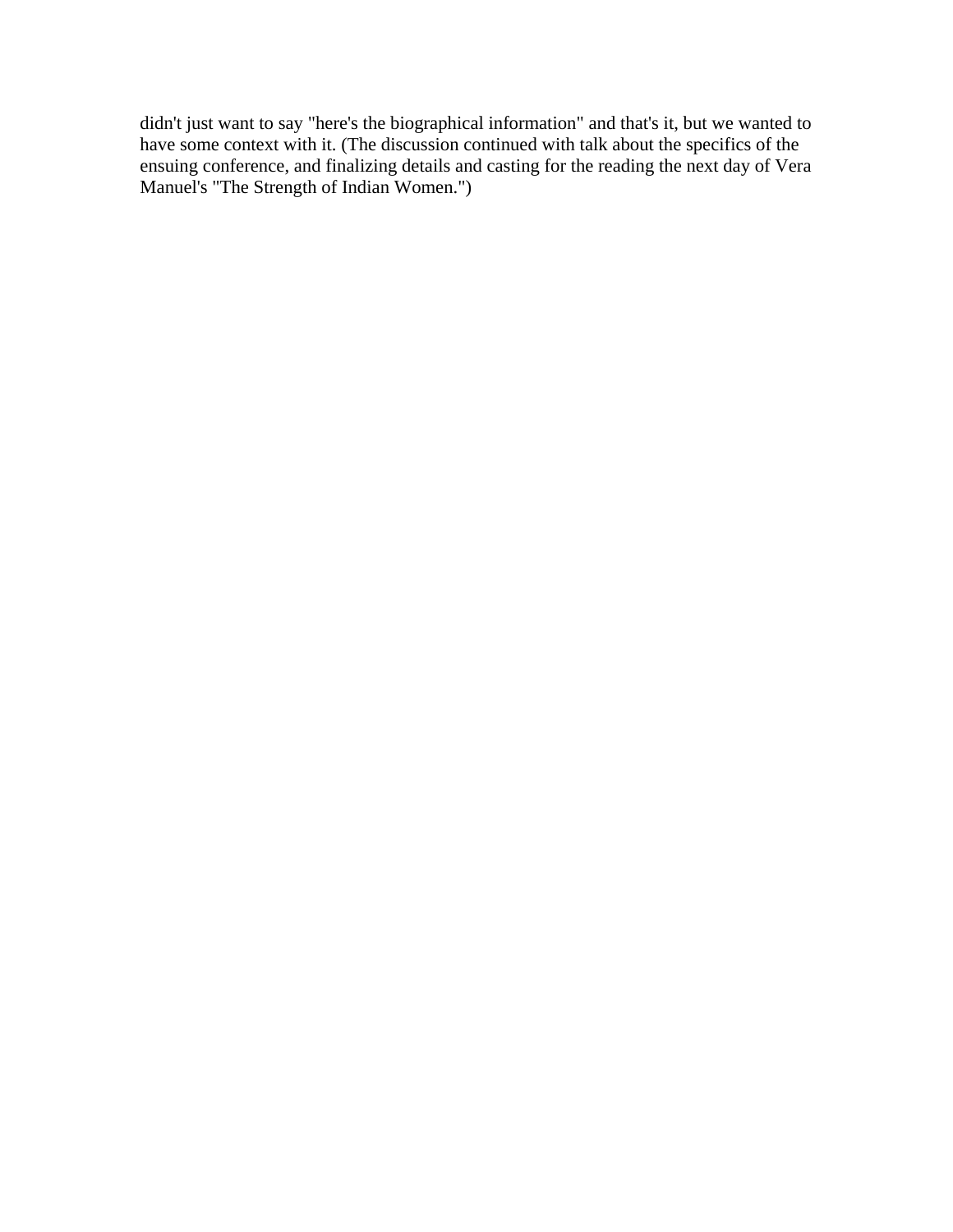didn't just want to say "here's the biographical information" and that's it, but we wanted to have some context with it. (The discussion continued with talk about the specifics of the ensuing conference, and finalizing details and casting for the reading the next day of Vera Manuel's "The Strength of Indian Women.")